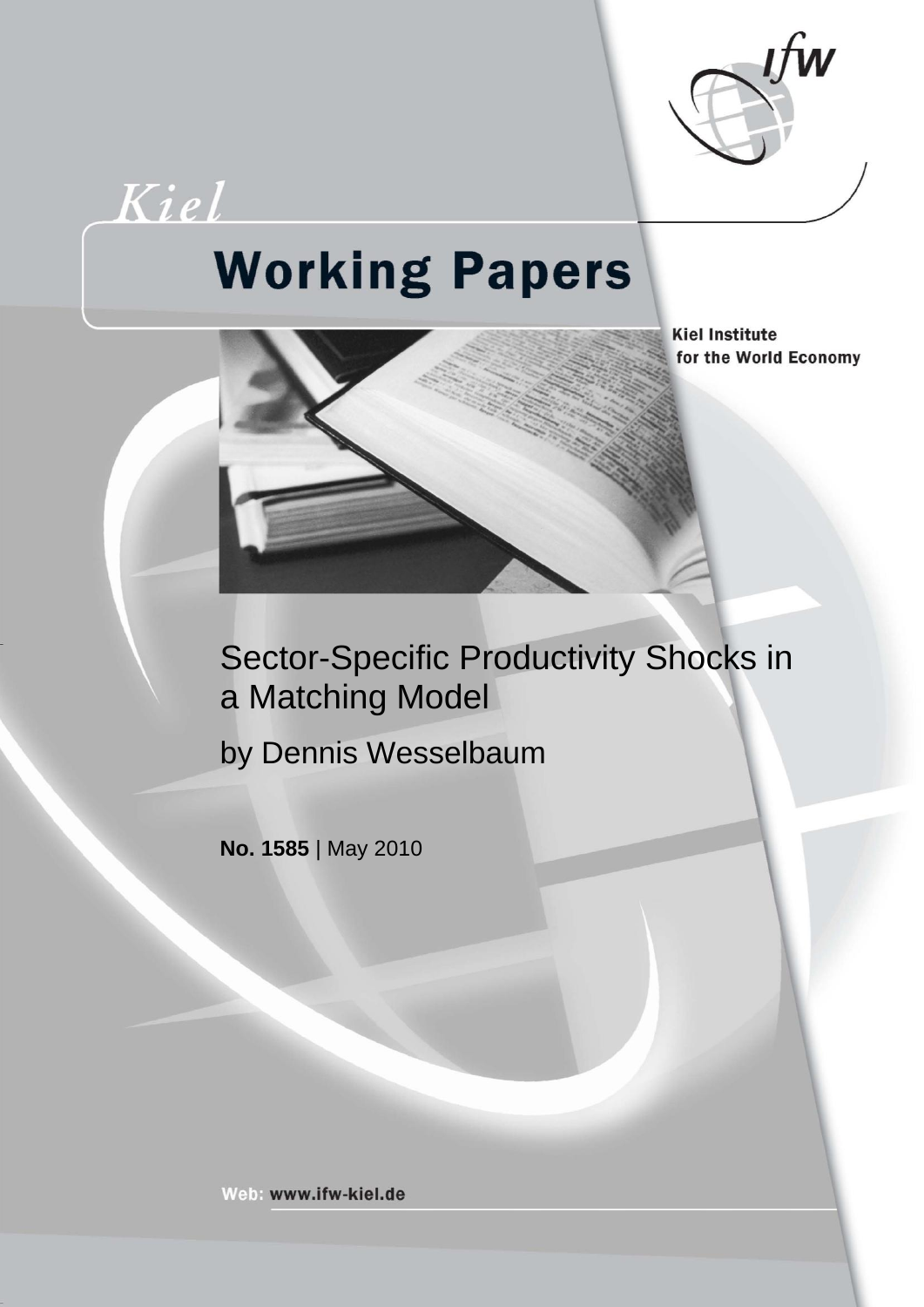Kiel

# Working Papers

Kiel Institute for the World Economy

## Sector-Specific Productivity Shocks in a Matching Model

by Dennis Wesselbaum

**No. 1585** | May 2010

Web: www.ifw-kiel.de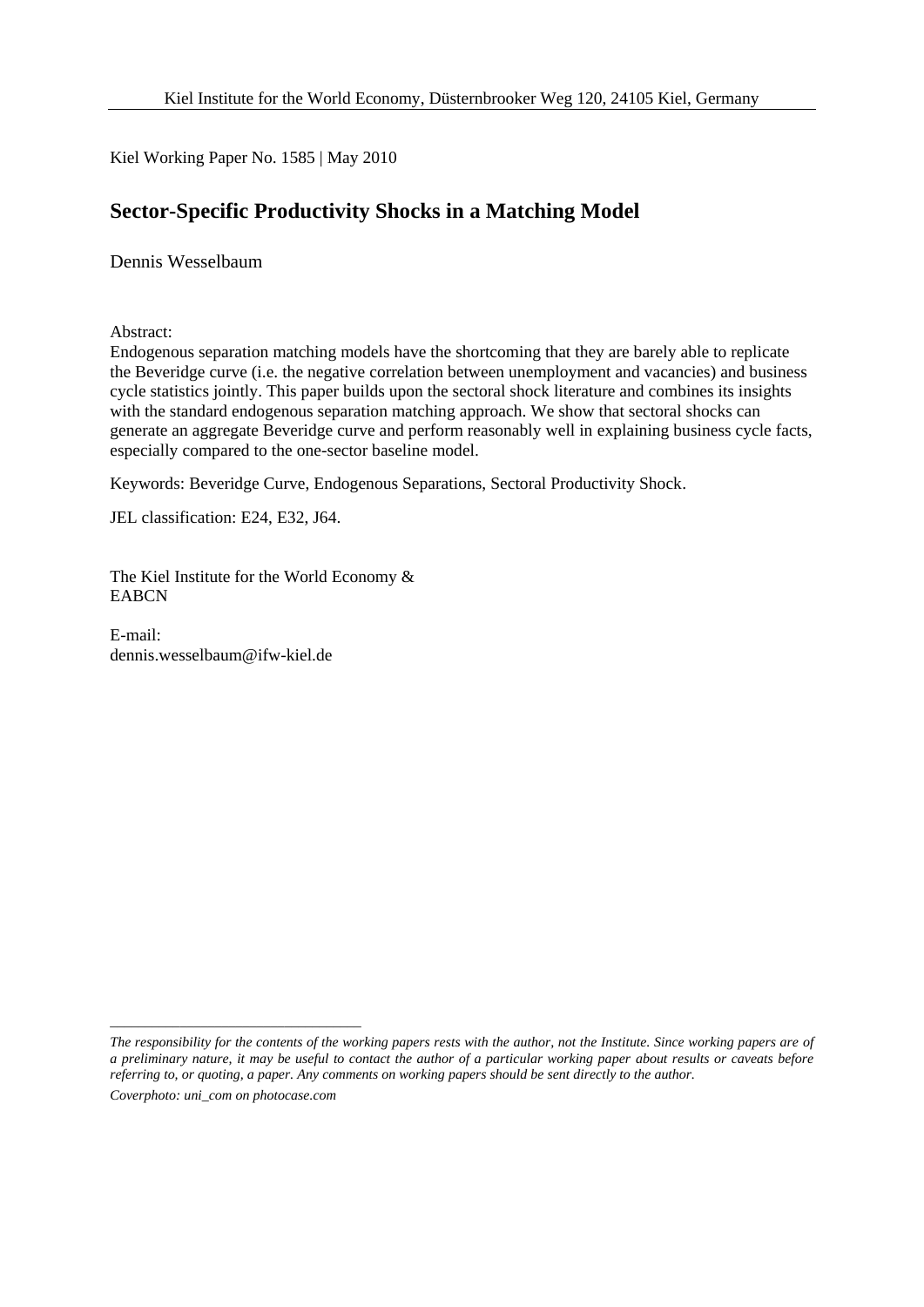Kiel Institute for the World Economy, Düsternbrooker Weg 120, 24105 Kiel, Germany

Kiel Working Paper No. 1585 | May 2010

# Sector-Specific Productivity Shocks in a Matching Model

Dennis Wesselbaum

Abstract:

Endogenous separation matching models have the shortcoming that they are barely able to replicate the Beveridge curve (i.e. the negative correlation between unemployment and vacancies) and business cycle statistics jointly. This paper builds upon the sectoral shock literature and combines its insights with the standard endogenous separation matching approach. We show that sectoral shocks can generate an aggregate Beveridge curve and perform reasonably well in explaining business cycle facts, especially compared to the one-sector baseline model.

Keywords: Beveridge Curve, Endogenous Separations, Sectoral Productivity Shock.

JEL classification: E24, E32, J64.

The Kiel Institute for the World Economy &
EABCN

E-mail:
dennis.wesselbaum@ifw-kiel.de

---

*The responsibility for the contents of the working papers rests with the author, not the Institute. Since working papers are of a preliminary nature, it may be useful to contact the author of a particular working paper about results or caveats before referring to, or quoting, a paper. Any comments on working papers should be sent directly to the author.*

*Coverphoto: uni_com on photocase.com*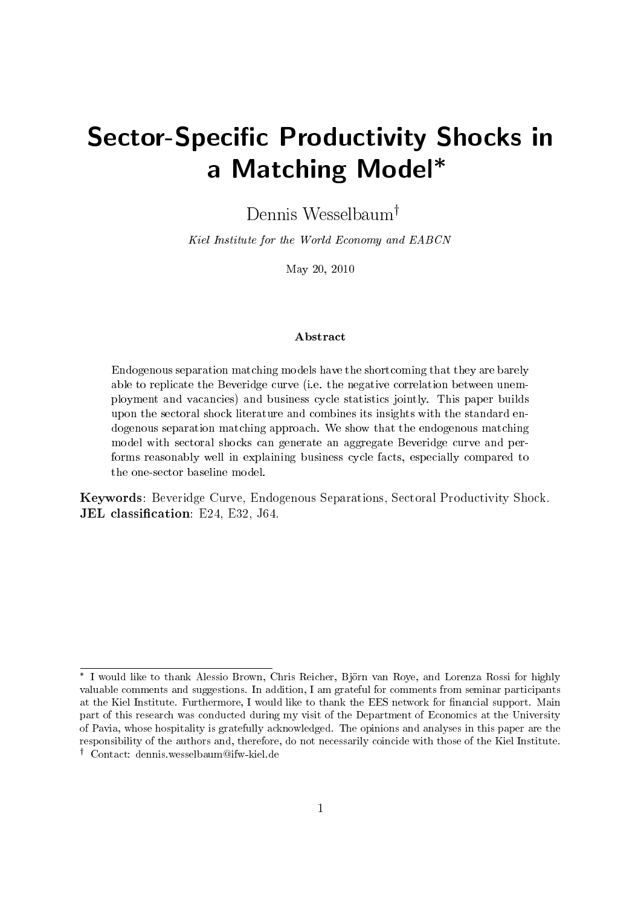# Sector-Specific Productivity Shocks in a Matching Model*

Dennis Wesselbaum†

*Kiel Institute for the World Economy and EABCN*

May 20, 2010

**Abstract**

Endogenous separation matching models have the shortcoming that they are barely able to replicate the Beveridge curve (i.e. the negative correlation between unemployment and vacancies) and business cycle statistics jointly. This paper builds upon the sectoral shock literature and combines its insights with the standard endogenous separation matching approach. We show that the endogenous matching model with sectoral shocks can generate an aggregate Beveridge curve and performs reasonably well in explaining business cycle facts, especially compared to the one-sector baseline model.

**Keywords**: Beveridge Curve, Endogenous Separations, Sectoral Productivity Shock.
**JEL classification**: E24, E32, J64.

---

* I would like to thank Alessio Brown, Chris Reicher, Björn van Roye, and Lorenza Rossi for highly valuable comments and suggestions. In addition, I am grateful for comments from seminar participants at the Kiel Institute. Furthermore, I would like to thank the EES network for financial support. Main part of this research was conducted during my visit of the Department of Economics at the University of Pavia, whose hospitality is gratefully acknowledged. The opinions and analyses in this paper are the responsibility of the authors and, therefore, do not necessarily coincide with those of the Kiel Institute.

† Contact: dennis.wesselbaum@ifw-kiel.de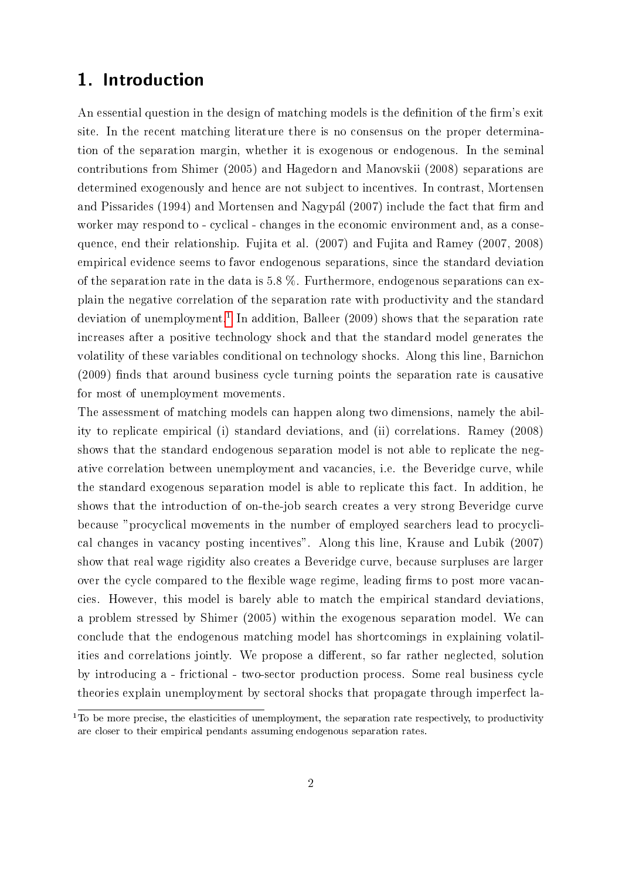# 1. Introduction

An essential question in the design of matching models is the definition of the firm's exit site. In the recent matching literature there is no consensus on the proper determination of the separation margin, whether it is exogenous or endogenous. In the seminal contributions from Shimer (2005) and Hagedorn and Manovskii (2008) separations are determined exogenously and hence are not subject to incentives. In contrast, Mortensen and Pissarides (1994) and Mortensen and Nagypál (2007) include the fact that firm and worker may respond to - cyclical - changes in the economic environment and, as a consequence, end their relationship. Fujita et al. (2007) and Fujita and Ramey (2007, 2008) empirical evidence seems to favor endogenous separations, since the standard deviation of the separation rate in the data is 5.8 %. Furthermore, endogenous separations can explain the negative correlation of the separation rate with productivity and the standard deviation of unemployment.[1] In addition, Balleer (2009) shows that the separation rate increases after a positive technology shock and that the standard model generates the volatility of these variables conditional on technology shocks. Along this line, Barnichon (2009) finds that around business cycle turning points the separation rate is causative for most of unemployment movements.

The assessment of matching models can happen along two dimensions, namely the ability to replicate empirical (i) standard deviations, and (ii) correlations. Ramey (2008) shows that the standard endogenous separation model is not able to replicate the negative correlation between unemployment and vacancies, i.e. the Beveridge curve, while the standard exogenous separation model is able to replicate this fact. In addition, he shows that the introduction of on-the-job search creates a very strong Beveridge curve because "procyclical movements in the number of employed searchers lead to procyclical changes in vacancy posting incentives". Along this line, Krause and Lubik (2007) show that real wage rigidity also creates a Beveridge curve, because surpluses are larger over the cycle compared to the flexible wage regime, leading firms to post more vacancies. However, this model is barely able to match the empirical standard deviations, a problem stressed by Shimer (2005) within the exogenous separation model. We can conclude that the endogenous matching model has shortcomings in explaining volatilities and correlations jointly. We propose a different, so far rather neglected, solution by introducing a - frictional - two-sector production process. Some real business cycle theories explain unemployment by sectoral shocks that propagate through imperfect la-

[1] To be more precise, the elasticities of unemployment, the separation rate respectively, to productivity are closer to their empirical pendants assuming endogenous separation rates.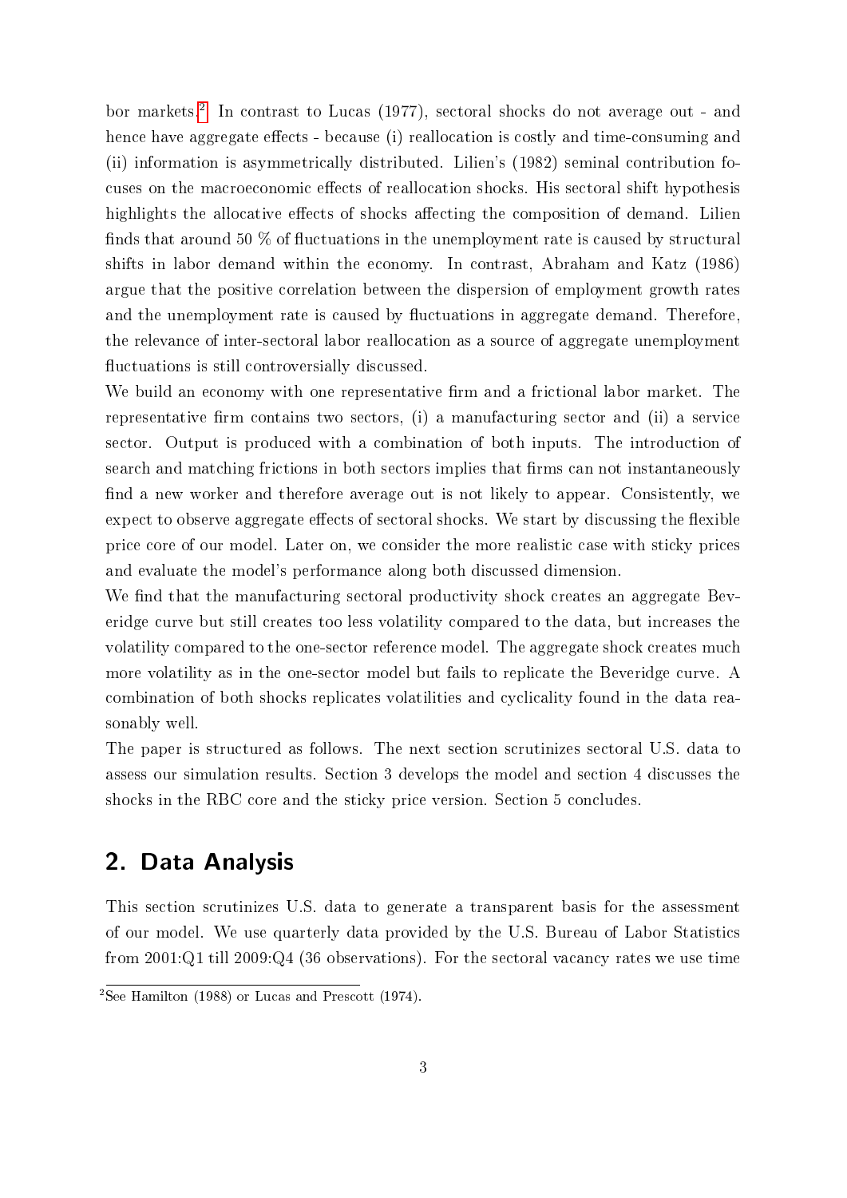bor markets.[2] In contrast to Lucas (1977), sectoral shocks do not average out - and hence have aggregate effects - because (i) reallocation is costly and time-consuming and (ii) information is asymmetrically distributed. Lilien's (1982) seminal contribution focuses on the macroeconomic effects of reallocation shocks. His sectoral shift hypothesis highlights the allocative effects of shocks affecting the composition of demand. Lilien finds that around 50 % of fluctuations in the unemployment rate is caused by structural shifts in labor demand within the economy. In contrast, Abraham and Katz (1986) argue that the positive correlation between the dispersion of employment growth rates and the unemployment rate is caused by fluctuations in aggregate demand. Therefore, the relevance of inter-sectoral labor reallocation as a source of aggregate unemployment fluctuations is still controversially discussed.

We build an economy with one representative firm and a frictional labor market. The representative firm contains two sectors, (i) a manufacturing sector and (ii) a service sector. Output is produced with a combination of both inputs. The introduction of search and matching frictions in both sectors implies that firms can not instantaneously find a new worker and therefore average out is not likely to appear. Consistently, we expect to observe aggregate effects of sectoral shocks. We start by discussing the flexible price core of our model. Later on, we consider the more realistic case with sticky prices and evaluate the model's performance along both discussed dimension.

We find that the manufacturing sectoral productivity shock creates an aggregate Beveridge curve but still creates too less volatility compared to the data, but increases the volatility compared to the one-sector reference model. The aggregate shock creates much more volatility as in the one-sector model but fails to replicate the Beveridge curve. A combination of both shocks replicates volatilities and cyclicality found in the data reasonably well.

The paper is structured as follows. The next section scrutinizes sectoral U.S. data to assess our simulation results. Section 3 develops the model and section 4 discusses the shocks in the RBC core and the sticky price version. Section 5 concludes.

## 2. Data Analysis

This section scrutinizes U.S. data to generate a transparent basis for the assessment of our model. We use quarterly data provided by the U.S. Bureau of Labor Statistics from 2001:Q1 till 2009:Q4 (36 observations). For the sectoral vacancy rates we use time

[2] See Hamilton (1988) or Lucas and Prescott (1974).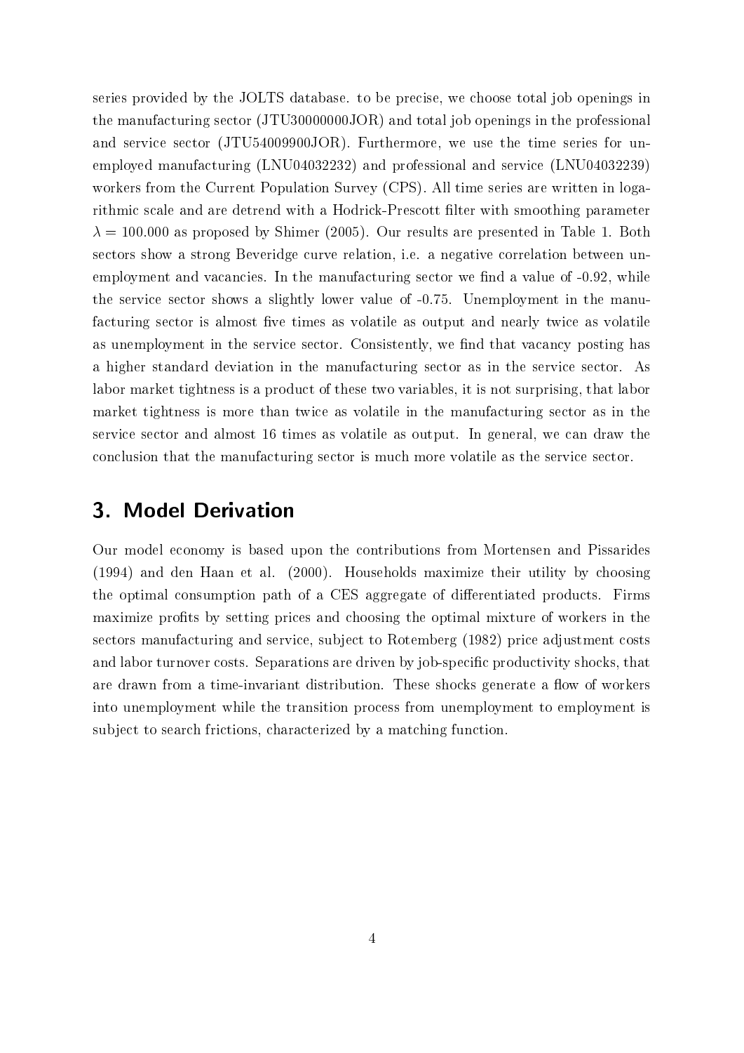series provided by the JOLTS database. to be precise, we choose total job openings in the manufacturing sector (JTU30000000JOR) and total job openings in the professional and service sector (JTU54009900JOR). Furthermore, we use the time series for unemployed manufacturing (LNU04032232) and professional and service (LNU04032239) workers from the Current Population Survey (CPS). All time series are written in logarithmic scale and are detrend with a Hodrick-Prescott filter with smoothing parameter $\lambda = 100.000$ as proposed by Shimer (2005). Our results are presented in Table 1. Both sectors show a strong Beveridge curve relation, i.e. a negative correlation between unemployment and vacancies. In the manufacturing sector we find a value of -0.92, while the service sector shows a slightly lower value of -0.75. Unemployment in the manufacturing sector is almost five times as volatile as output and nearly twice as volatile as unemployment in the service sector. Consistently, we find that vacancy posting has a higher standard deviation in the manufacturing sector as in the service sector. As labor market tightness is a product of these two variables, it is not surprising, that labor market tightness is more than twice as volatile in the manufacturing sector as in the service sector and almost 16 times as volatile as output. In general, we can draw the conclusion that the manufacturing sector is much more volatile as the service sector.

## 3. Model Derivation

Our model economy is based upon the contributions from Mortensen and Pissarides (1994) and den Haan et al. (2000). Households maximize their utility by choosing the optimal consumption path of a CES aggregate of differentiated products. Firms maximize profits by setting prices and choosing the optimal mixture of workers in the sectors manufacturing and service, subject to Rotemberg (1982) price adjustment costs and labor turnover costs. Separations are driven by job-specific productivity shocks, that are drawn from a time-invariant distribution. These shocks generate a flow of workers into unemployment while the transition process from unemployment to employment is subject to search frictions, characterized by a matching function.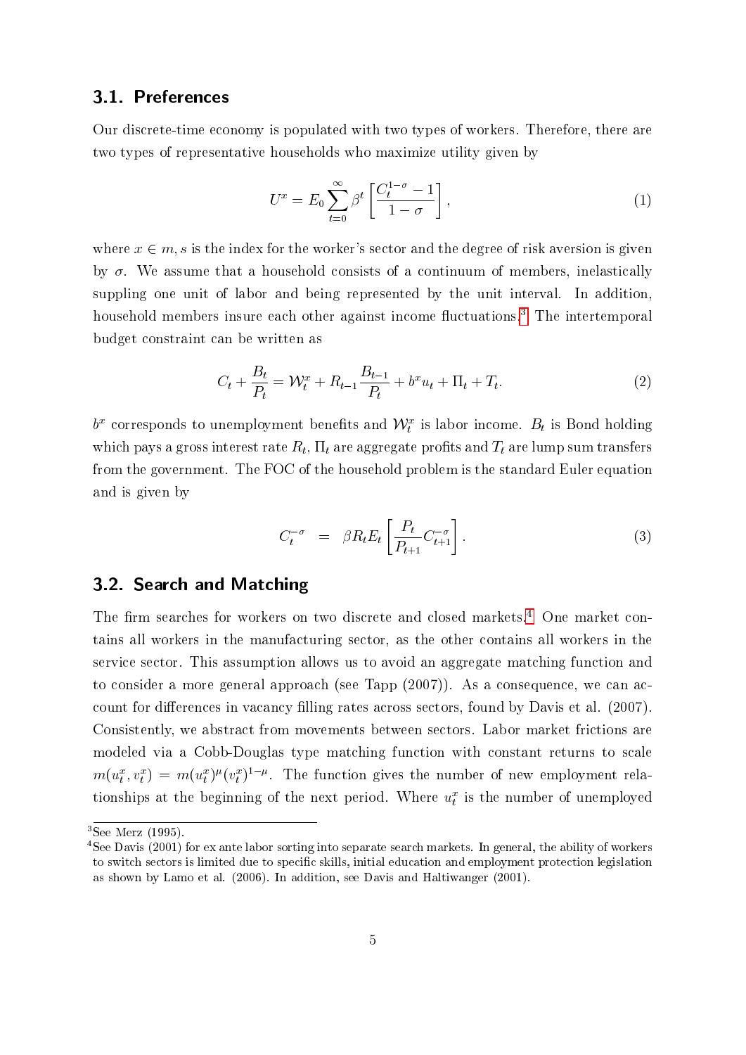### 3.1. Preferences

Our discrete-time economy is populated with two types of workers. Therefore, there are two types of representative households who maximize utility given by

$$U^x = E_0 \sum_{t=0}^{\infty} \beta^t \left[ \frac{C_t^{1-\sigma} - 1}{1-\sigma} \right], \tag{1}$$

where $x \in m, s$ is the index for the worker's sector and the degree of risk aversion is given by $\sigma$. We assume that a household consists of a continuum of members, inelastically suppling one unit of labor and being represented by the unit interval. In addition, household members insure each other against income fluctuations.[3] The intertemporal budget constraint can be written as

$$C_t + \frac{B_t}{P_t} = \mathcal{W}_t^x + R_{t-1}\frac{B_{t-1}}{P_t} + b^x u_t + \Pi_t + T_t. \tag{2}$$

$b^x$ corresponds to unemployment benefits and $\mathcal{W}_t^x$ is labor income. $B_t$ is Bond holding which pays a gross interest rate $R_t$, $\Pi_t$ are aggregate profits and $T_t$ are lump sum transfers from the government. The FOC of the household problem is the standard Euler equation and is given by

$$C_t^{-\sigma} = \beta R_t E_t \left[ \frac{P_t}{P_{t+1}} C_{t+1}^{-\sigma} \right]. \tag{3}$$

### 3.2. Search and Matching

The firm searches for workers on two discrete and closed markets.[4] One market contains all workers in the manufacturing sector, as the other contains all workers in the service sector. This assumption allows us to avoid an aggregate matching function and to consider a more general approach (see Tapp (2007)). As a consequence, we can account for differences in vacancy filling rates across sectors, found by Davis et al. (2007). Consistently, we abstract from movements between sectors. Labor market frictions are modeled via a Cobb-Douglas type matching function with constant returns to scale $m(u_t^x, v_t^x) = m(u_t^x)^{\mu}(v_t^x)^{1-\mu}$. The function gives the number of new employment relationships at the beginning of the next period. Where $u_t^x$ is the number of unemployed

[3] See Merz (1995).

[4] See Davis (2001) for ex ante labor sorting into separate search markets. In general, the ability of workers to switch sectors is limited due to specific skills, initial education and employment protection legislation as shown by Lamo et al. (2006). In addition, see Davis and Haltiwanger (2001).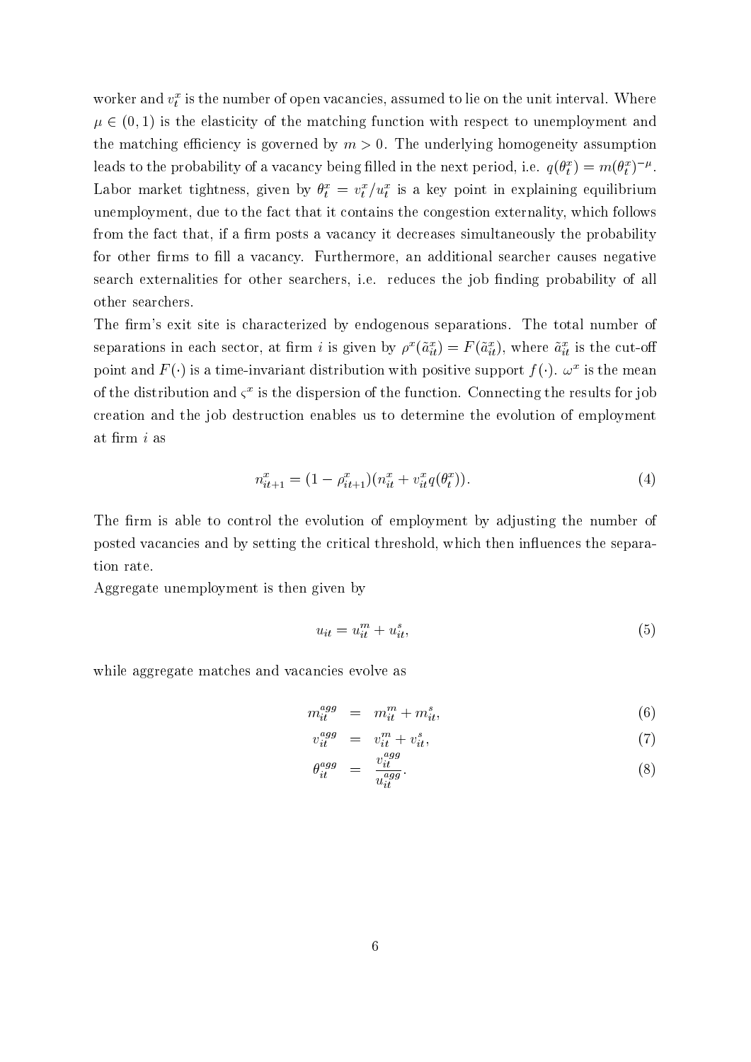worker and $v_t^x$ is the number of open vacancies, assumed to lie on the unit interval. Where $\mu \in (0,1)$ is the elasticity of the matching function with respect to unemployment and the matching efficiency is governed by $m > 0$. The underlying homogeneity assumption leads to the probability of a vacancy being filled in the next period, i.e. $q(\theta_t^x) = m(\theta_t^x)^{-\mu}$. Labor market tightness, given by $\theta_t^x = v_t^x / u_t^x$ is a key point in explaining equilibrium unemployment, due to the fact that it contains the congestion externality, which follows from the fact that, if a firm posts a vacancy it decreases simultaneously the probability for other firms to fill a vacancy. Furthermore, an additional searcher causes negative search externalities for other searchers, i.e. reduces the job finding probability of all other searchers.

The firm's exit site is characterized by endogenous separations. The total number of separations in each sector, at firm $i$ is given by $\rho^x(\tilde{a}_{it}^x) = F(\tilde{a}_{it}^x)$, where $\tilde{a}_{it}^x$ is the cut-off point and $F(\cdot)$ is a time-invariant distribution with positive support $f(\cdot)$. $\omega^x$ is the mean of the distribution and $\varsigma^x$ is the dispersion of the function. Connecting the results for job creation and the job destruction enables us to determine the evolution of employment at firm $i$ as

$$n_{it+1}^x = (1 - \rho_{it+1}^x)(n_{it}^x + v_{it}^x q(\theta_t^x)). \tag{4}$$

The firm is able to control the evolution of employment by adjusting the number of posted vacancies and by setting the critical threshold, which then influences the separation rate.

Aggregate unemployment is then given by

$$u_{it} = u_{it}^m + u_{it}^s, \tag{5}$$

while aggregate matches and vacancies evolve as

$$m_{it}^{agg} = m_{it}^m + m_{it}^s, \tag{6}$$

$$v_{it}^{agg} = v_{it}^m + v_{it}^s, \tag{7}$$

$$\theta_{it}^{agg} = \frac{v_{it}^{agg}}{u_{it}^{agg}}. \tag{8}$$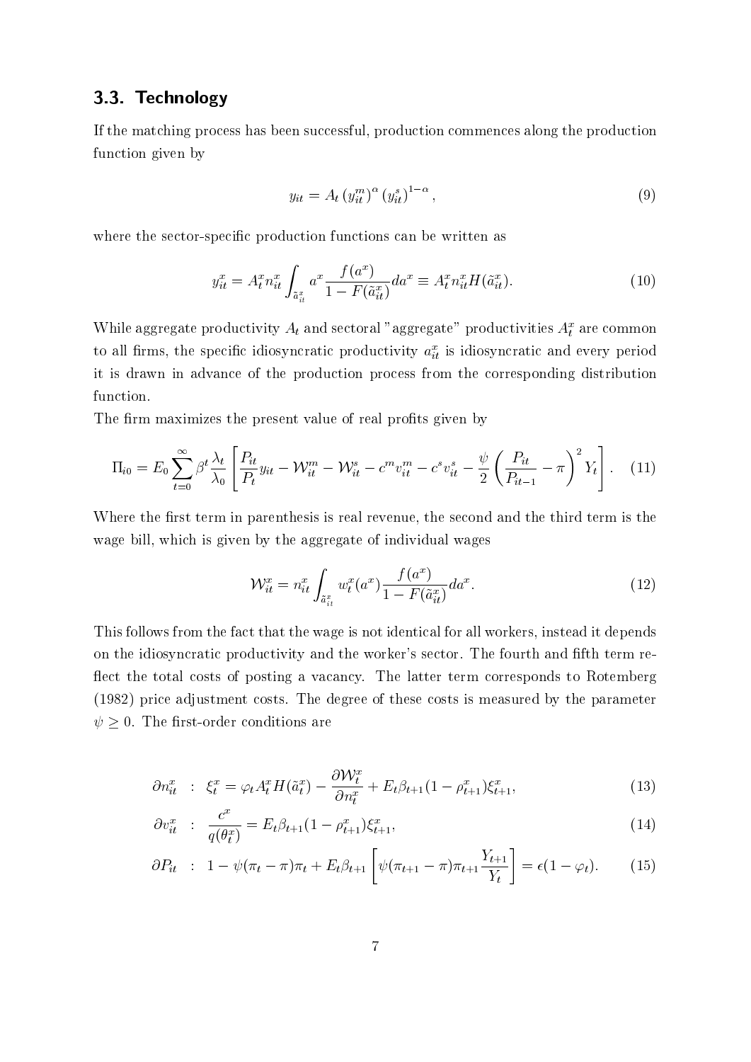### 3.3. Technology

If the matching process has been successful, production commences along the production function given by

$$y_{it} = A_t \left(y_{it}^m\right)^{\alpha} \left(y_{it}^s\right)^{1-\alpha}, \tag{9}$$

where the sector-specific production functions can be written as

$$y_{it}^x = A_t^x n_{it}^x \int_{\tilde{a}_{it}^x} a^x \frac{f(a^x)}{1 - F(\tilde{a}_{it}^x)} da^x \equiv A_t^x n_{it}^x H(\tilde{a}_{it}^x). \tag{10}$$

While aggregate productivity $A_t$ and sectoral "aggregate" productivities $A_t^x$ are common to all firms, the specific idiosyncratic productivity $a_{it}^x$ is idiosyncratic and every period it is drawn in advance of the production process from the corresponding distribution function.

The firm maximizes the present value of real profits given by

$$\Pi_{i0} = E_0 \sum_{t=0}^{\infty} \beta^t \frac{\lambda_t}{\lambda_0} \left[ \frac{P_{it}}{P_t} y_{it} - \mathcal{W}_{it}^m - \mathcal{W}_{it}^s - c^m v_{it}^m - c^s v_{it}^s - \frac{\psi}{2} \left( \frac{P_{it}}{P_{it-1}} - \pi \right)^2 Y_t \right]. \tag{11}$$

Where the first term in parenthesis is real revenue, the second and the third term is the wage bill, which is given by the aggregate of individual wages

$$\mathcal{W}_{it}^x = n_{it}^x \int_{\tilde{a}_{it}^x} w_t^x(a^x) \frac{f(a^x)}{1 - F(\tilde{a}_{it}^x)} da^x. \tag{12}$$

This follows from the fact that the wage is not identical for all workers, instead it depends on the idiosyncratic productivity and the worker's sector. The fourth and fifth term reflect the total costs of posting a vacancy. The latter term corresponds to Rotemberg (1982) price adjustment costs. The degree of these costs is measured by the parameter $\psi \geq 0$. The first-order conditions are

$$\partial n_{it}^x \ : \ \xi_t^x = \varphi_t A_t^x H(\tilde{a}_t^x) - \frac{\partial \mathcal{W}_t^x}{\partial n_t^x} + E_t \beta_{t+1} (1 - \rho_{t+1}^x) \xi_{t+1}^x, \tag{13}$$

$$\partial v_{it}^x \ : \ \frac{c^x}{q(\theta_t^x)} = E_t \beta_{t+1} (1 - \rho_{t+1}^x) \xi_{t+1}^x, \tag{14}$$

$$\partial P_{it} \ : \ 1 - \psi(\pi_t - \pi)\pi_t + E_t \beta_{t+1} \left[ \psi(\pi_{t+1} - \pi)\pi_{t+1} \frac{Y_{t+1}}{Y_t} \right] = \epsilon(1 - \varphi_t). \tag{15}$$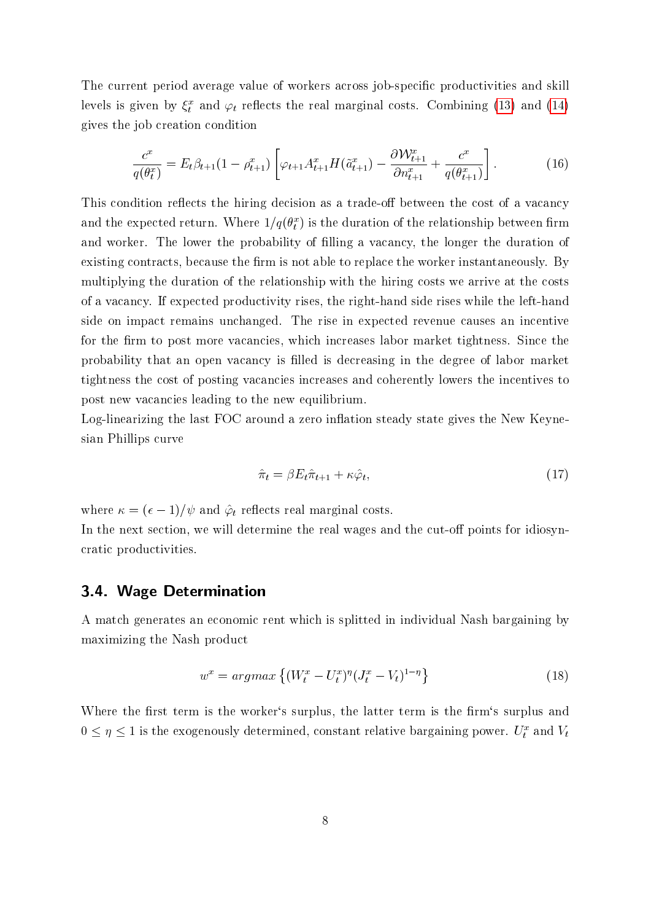The current period average value of workers across job-specific productivities and skill levels is given by $\xi_t^x$ and $\varphi_t$ reflects the real marginal costs. Combining (13) and (14) gives the job creation condition

$$\frac{c^x}{q(\theta_t^x)} = E_t \beta_{t+1}(1-\rho_{t+1}^x)\left[\varphi_{t+1} A_{t+1}^x H(\tilde{a}_{t+1}^x) - \frac{\partial \mathcal{W}_{t+1}^x}{\partial n_{t+1}^x} + \frac{c^x}{q(\theta_{t+1}^x)}\right]. \tag{16}$$

This condition reflects the hiring decision as a trade-off between the cost of a vacancy and the expected return. Where $1/q(\theta_t^x)$ is the duration of the relationship between firm and worker. The lower the probability of filling a vacancy, the longer the duration of existing contracts, because the firm is not able to replace the worker instantaneously. By multiplying the duration of the relationship with the hiring costs we arrive at the costs of a vacancy. If expected productivity rises, the right-hand side rises while the left-hand side on impact remains unchanged. The rise in expected revenue causes an incentive for the firm to post more vacancies, which increases labor market tightness. Since the probability that an open vacancy is filled is decreasing in the degree of labor market tightness the cost of posting vacancies increases and coherently lowers the incentives to post new vacancies leading to the new equilibrium.

Log-linearizing the last FOC around a zero inflation steady state gives the New Keynesian Phillips curve

$$\hat{\pi}_t = \beta E_t \hat{\pi}_{t+1} + \kappa \hat{\varphi}_t, \tag{17}$$

where $\kappa = (\epsilon - 1)/\psi$ and $\hat{\varphi}_t$ reflects real marginal costs.

In the next section, we will determine the real wages and the cut-off points for idiosyncratic productivities.

## 3.4. Wage Determination

A match generates an economic rent which is splitted in individual Nash bargaining by maximizing the Nash product

$$w^x = argmax \left\{(W_t^x - U_t^x)^\eta (J_t^x - V_t)^{1-\eta}\right\} \tag{18}$$

Where the first term is the worker's surplus, the latter term is the firm's surplus and $0 \leq \eta \leq 1$ is the exogenously determined, constant relative bargaining power. $U_t^x$ and $V_t$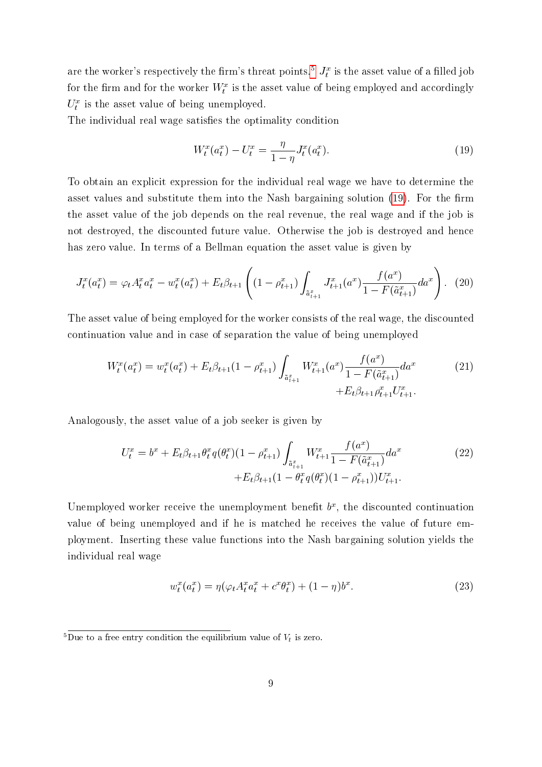are the worker's respectively the firm's threat points.[5] $J_t^x$ is the asset value of a filled job for the firm and for the worker $W_t^x$ is the asset value of being employed and accordingly $U_t^x$ is the asset value of being unemployed.

The individual real wage satisfies the optimality condition

$$W_t^x(a_t^x) - U_t^x = \frac{\eta}{1-\eta} J_t^x(a_t^x). \tag{19}$$

To obtain an explicit expression for the individual real wage we have to determine the asset values and substitute them into the Nash bargaining solution (19). For the firm the asset value of the job depends on the real revenue, the real wage and if the job is not destroyed, the discounted future value. Otherwise the job is destroyed and hence has zero value. In terms of a Bellman equation the asset value is given by

$$J_t^x(a_t^x) = \varphi_t A_t^x a_t^x - w_t^x(a_t^x) + E_t \beta_{t+1} \left( (1 - \rho_{t+1}^x) \int_{\tilde{a}_{t+1}^x} J_{t+1}^x(a^x) \frac{f(a^x)}{1 - F(\tilde{a}_{t+1}^x)} da^x \right). \tag{20}$$

The asset value of being employed for the worker consists of the real wage, the discounted continuation value and in case of separation the value of being unemployed

$$W_t^x(a_t^x) = w_t^x(a_t^x) + E_t \beta_{t+1} (1 - \rho_{t+1}^x) \int_{\tilde{a}_{t+1}^x} W_{t+1}^x(a^x) \frac{f(a^x)}{1 - F(\tilde{a}_{t+1}^x)} da^x + E_t \beta_{t+1} \rho_{t+1}^x U_{t+1}^x. \tag{21}$$

Analogously, the asset value of a job seeker is given by

$$U_t^x = b^x + E_t \beta_{t+1} \theta_t^x q(\theta_t^x)(1 - \rho_{t+1}^x) \int_{\tilde{a}_{t+1}^x} W_{t+1}^x \frac{f(a^x)}{1 - F(\tilde{a}_{t+1}^x)} da^x + E_t \beta_{t+1} (1 - \theta_t^x q(\theta_t^x)(1 - \rho_{t+1}^x)) U_{t+1}^x. \tag{22}$$

Unemployed worker receive the unemployment benefit $b^x$, the discounted continuation value of being unemployed and if he is matched he receives the value of future employment. Inserting these value functions into the Nash bargaining solution yields the individual real wage

$$w_t^x(a_t^x) = \eta(\varphi_t A_t^x a_t^x + c^x \theta_t^x) + (1 - \eta) b^x. \tag{23}$$

[5] Due to a free entry condition the equilibrium value of $V_t$ is zero.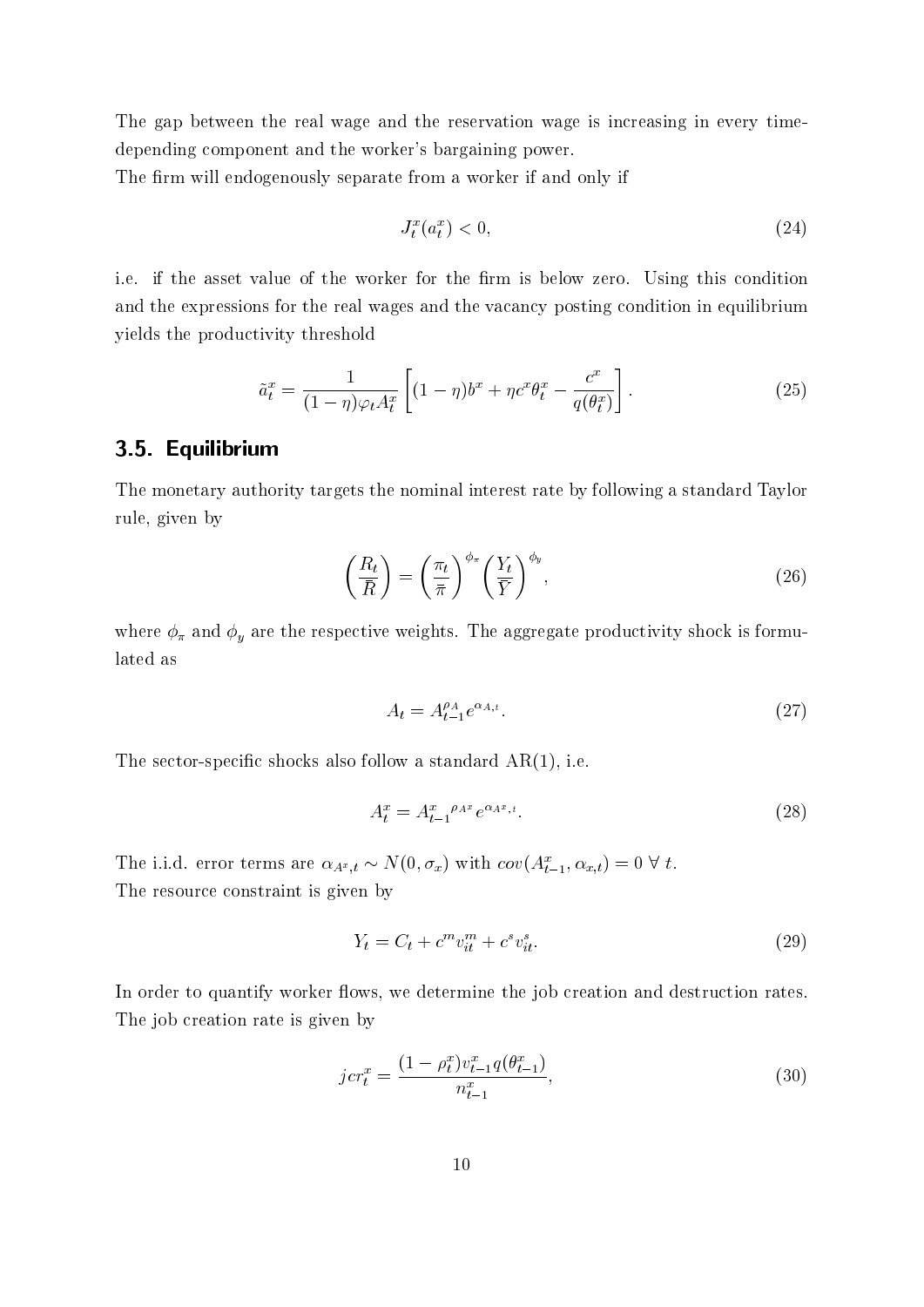The gap between the real wage and the reservation wage is increasing in every time-depending component and the worker's bargaining power.

The firm will endogenously separate from a worker if and only if

$$J_t^x(a_t^x) < 0, \tag{24}$$

i.e. if the asset value of the worker for the firm is below zero. Using this condition and the expressions for the real wages and the vacancy posting condition in equilibrium yields the productivity threshold

$$\tilde{a}_t^x = \frac{1}{(1-\eta)\varphi_t A_t^x}\left[(1-\eta)b^x + \eta c^x \theta_t^x - \frac{c^x}{q(\theta_t^x)}\right]. \tag{25}$$

## 3.5. Equilibrium

The monetary authority targets the nominal interest rate by following a standard Taylor rule, given by

$$\left(\frac{R_t}{\overline{R}}\right) = \left(\frac{\pi_t}{\overline{\pi}}\right)^{\phi_\pi}\left(\frac{Y_t}{\overline{Y}}\right)^{\phi_y}, \tag{26}$$

where $\phi_\pi$ and $\phi_y$ are the respective weights. The aggregate productivity shock is formulated as

$$A_t = A_{t-1}^{\rho_A} e^{\alpha_{A,t}}. \tag{27}$$

The sector-specific shocks also follow a standard AR(1), i.e.

$$A_t^x = {A_{t-1}^x}^{\rho_{A^x}} e^{\alpha_{A^x,t}}. \tag{28}$$

The i.i.d. error terms are $\alpha_{A^x,t} \sim N(0, \sigma_x)$ with $cov(A_{t-1}^x, \alpha_{x,t}) = 0 \;\forall\; t$.

The resource constraint is given by

$$Y_t = C_t + c^m v_{it}^m + c^s v_{it}^s. \tag{29}$$

In order to quantify worker flows, we determine the job creation and destruction rates. The job creation rate is given by

$$jcr_t^x = \frac{(1-\rho_t^x)v_{t-1}^x q(\theta_{t-1}^x)}{n_{t-1}^x}, \tag{30}$$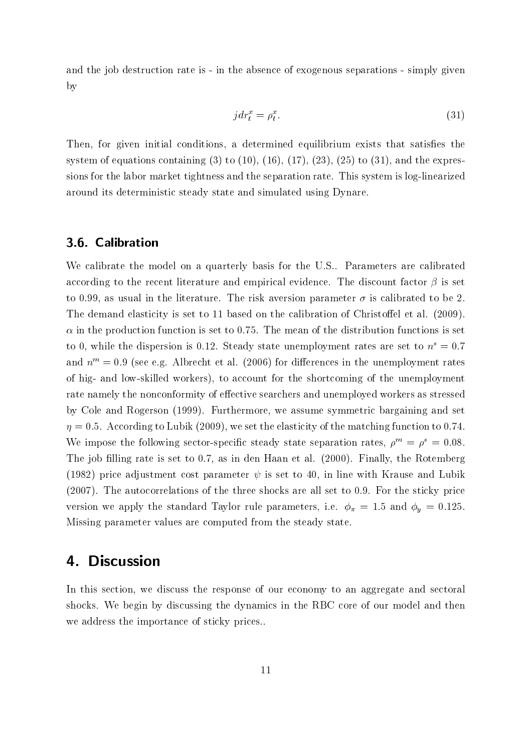and the job destruction rate is - in the absence of exogenous separations - simply given by

$$jdr_t^x = \rho_t^x. \tag{31}$$

Then, for given initial conditions, a determined equilibrium exists that satisfies the system of equations containing (3) to (10), (16), (17), (23), (25) to (31), and the expressions for the labor market tightness and the separation rate. This system is log-linearized around its deterministic steady state and simulated using Dynare.

### 3.6. Calibration

We calibrate the model on a quarterly basis for the U.S.. Parameters are calibrated according to the recent literature and empirical evidence. The discount factor $\beta$ is set to 0.99, as usual in the literature. The risk aversion parameter $\sigma$ is calibrated to be 2. The demand elasticity is set to 11 based on the calibration of Christoffel et al. (2009). $\alpha$ in the production function is set to 0.75. The mean of the distribution functions is set to 0, while the dispersion is 0.12. Steady state unemployment rates are set to $n^s = 0.7$ and $n^m = 0.9$ (see e.g. Albrecht et al. (2006) for differences in the unemployment rates of hig- and low-skilled workers), to account for the shortcoming of the unemployment rate namely the nonconformity of effective searchers and unemployed workers as stressed by Cole and Rogerson (1999). Furthermore, we assume symmetric bargaining and set $\eta = 0.5$. According to Lubik (2009), we set the elasticity of the matching function to 0.74. We impose the following sector-specific steady state separation rates, $\rho^m = \rho^s = 0.08$. The job filling rate is set to 0.7, as in den Haan et al. (2000). Finally, the Rotemberg (1982) price adjustment cost parameter $\psi$ is set to 40, in line with Krause and Lubik (2007). The autocorrelations of the three shocks are all set to 0.9. For the sticky price version we apply the standard Taylor rule parameters, i.e. $\phi_\pi = 1.5$ and $\phi_y = 0.125$. Missing parameter values are computed from the steady state.

## 4. Discussion

In this section, we discuss the response of our economy to an aggregate and sectoral shocks. We begin by discussing the dynamics in the RBC core of our model and then we address the importance of sticky prices..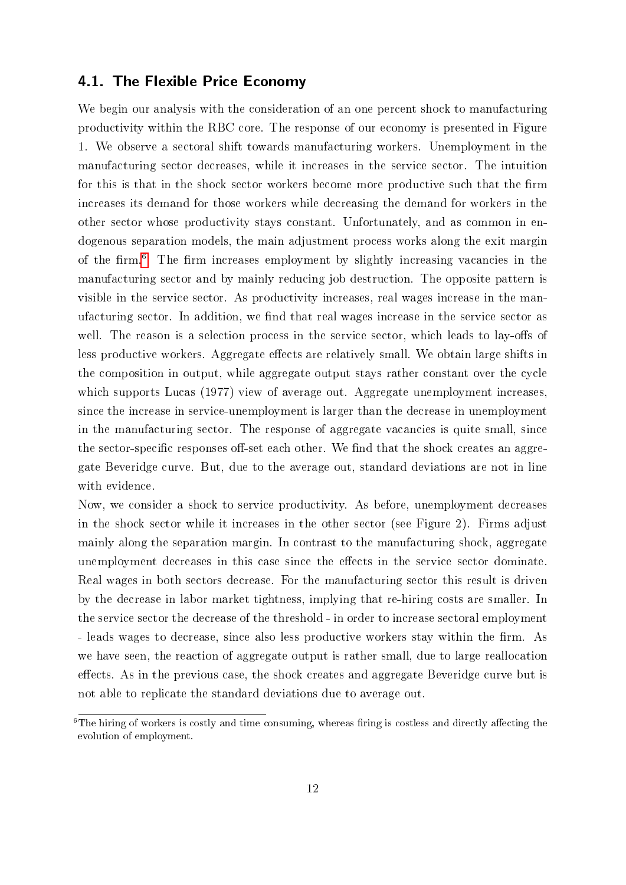### 4.1. The Flexible Price Economy

We begin our analysis with the consideration of an one percent shock to manufacturing productivity within the RBC core. The response of our economy is presented in Figure 1. We observe a sectoral shift towards manufacturing workers. Unemployment in the manufacturing sector decreases, while it increases in the service sector. The intuition for this is that in the shock sector workers become more productive such that the firm increases its demand for those workers while decreasing the demand for workers in the other sector whose productivity stays constant. Unfortunately, and as common in endogenous separation models, the main adjustment process works along the exit margin of the firm.[6] The firm increases employment by slightly increasing vacancies in the manufacturing sector and by mainly reducing job destruction. The opposite pattern is visible in the service sector. As productivity increases, real wages increase in the manufacturing sector. In addition, we find that real wages increase in the service sector as well. The reason is a selection process in the service sector, which leads to lay-offs of less productive workers. Aggregate effects are relatively small. We obtain large shifts in the composition in output, while aggregate output stays rather constant over the cycle which supports Lucas (1977) view of average out. Aggregate unemployment increases, since the increase in service-unemployment is larger than the decrease in unemployment in the manufacturing sector. The response of aggregate vacancies is quite small, since the sector-specific responses off-set each other. We find that the shock creates an aggregate Beveridge curve. But, due to the average out, standard deviations are not in line with evidence.

Now, we consider a shock to service productivity. As before, unemployment decreases in the shock sector while it increases in the other sector (see Figure 2). Firms adjust mainly along the separation margin. In contrast to the manufacturing shock, aggregate unemployment decreases in this case since the effects in the service sector dominate. Real wages in both sectors decrease. For the manufacturing sector this result is driven by the decrease in labor market tightness, implying that re-hiring costs are smaller. In the service sector the decrease of the threshold - in order to increase sectoral employment - leads wages to decrease, since also less productive workers stay within the firm. As we have seen, the reaction of aggregate output is rather small, due to large reallocation effects. As in the previous case, the shock creates and aggregate Beveridge curve but is not able to replicate the standard deviations due to average out.

[6] The hiring of workers is costly and time consuming, whereas firing is costless and directly affecting the evolution of employment.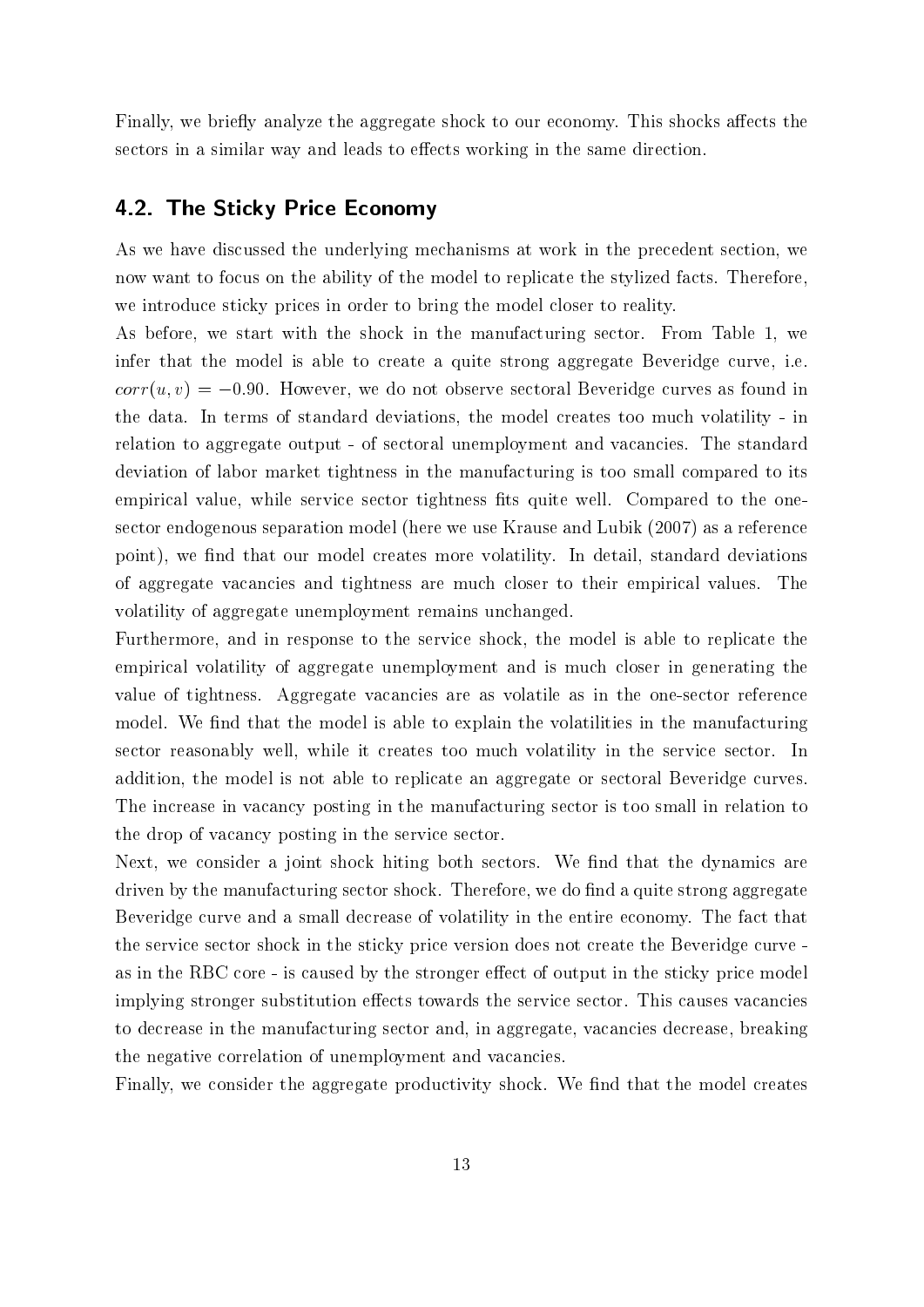Finally, we briefly analyze the aggregate shock to our economy. This shocks affects the sectors in a similar way and leads to effects working in the same direction.

## 4.2. The Sticky Price Economy

As we have discussed the underlying mechanisms at work in the precedent section, we now want to focus on the ability of the model to replicate the stylized facts. Therefore, we introduce sticky prices in order to bring the model closer to reality.

As before, we start with the shock in the manufacturing sector. From Table 1, we infer that the model is able to create a quite strong aggregate Beveridge curve, i.e. $corr(u, v) = -0.90$. However, we do not observe sectoral Beveridge curves as found in the data. In terms of standard deviations, the model creates too much volatility - in relation to aggregate output - of sectoral unemployment and vacancies. The standard deviation of labor market tightness in the manufacturing is too small compared to its empirical value, while service sector tightness fits quite well. Compared to the one-sector endogenous separation model (here we use Krause and Lubik (2007) as a reference point), we find that our model creates more volatility. In detail, standard deviations of aggregate vacancies and tightness are much closer to their empirical values. The volatility of aggregate unemployment remains unchanged.

Furthermore, and in response to the service shock, the model is able to replicate the empirical volatility of aggregate unemployment and is much closer in generating the value of tightness. Aggregate vacancies are as volatile as in the one-sector reference model. We find that the model is able to explain the volatilities in the manufacturing sector reasonably well, while it creates too much volatility in the service sector. In addition, the model is not able to replicate an aggregate or sectoral Beveridge curves. The increase in vacancy posting in the manufacturing sector is too small in relation to the drop of vacancy posting in the service sector.

Next, we consider a joint shock hiting both sectors. We find that the dynamics are driven by the manufacturing sector shock. Therefore, we do find a quite strong aggregate Beveridge curve and a small decrease of volatility in the entire economy. The fact that the service sector shock in the sticky price version does not create the Beveridge curve - as in the RBC core - is caused by the stronger effect of output in the sticky price model implying stronger substitution effects towards the service sector. This causes vacancies to decrease in the manufacturing sector and, in aggregate, vacancies decrease, breaking the negative correlation of unemployment and vacancies.

Finally, we consider the aggregate productivity shock. We find that the model creates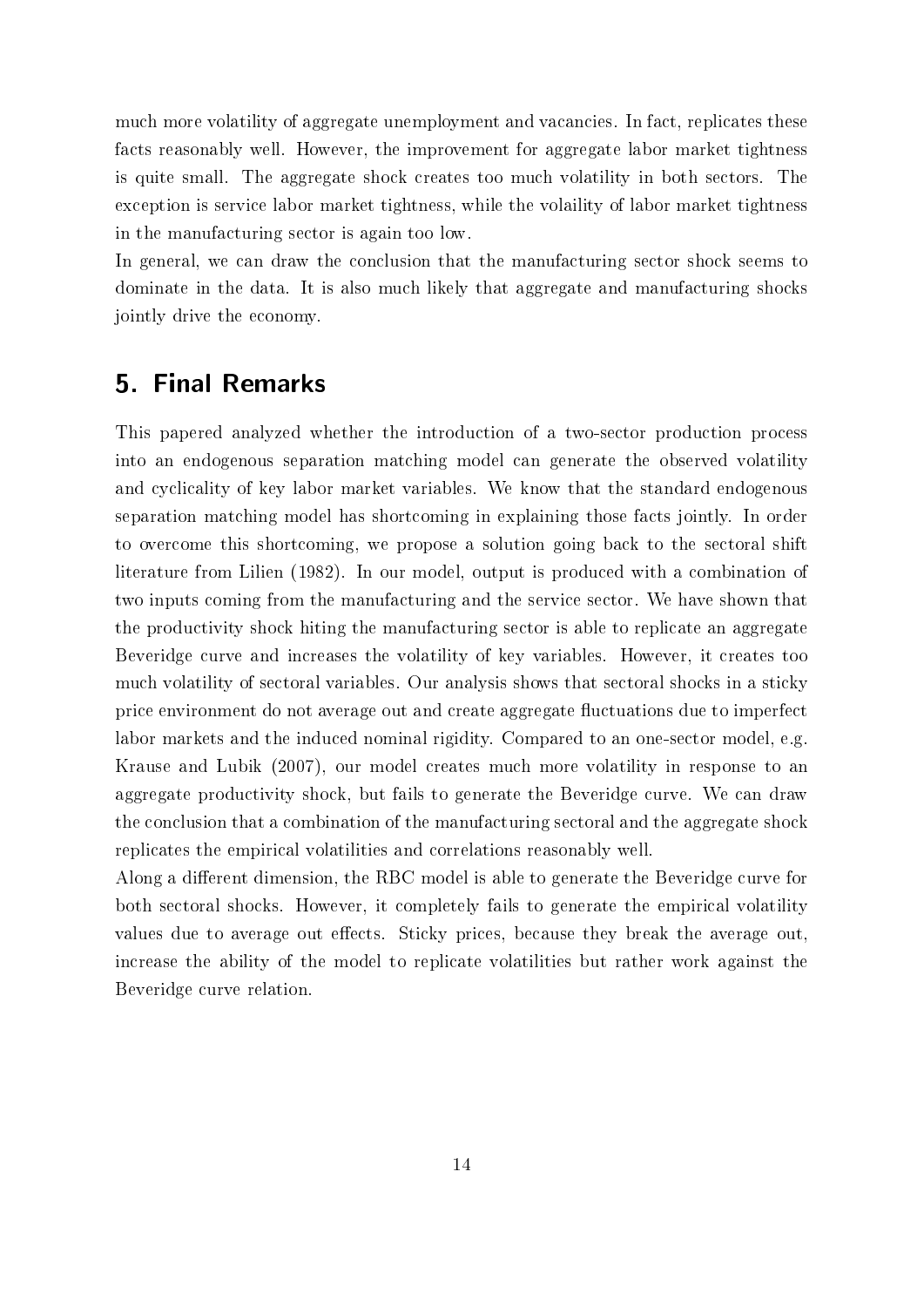much more volatility of aggregate unemployment and vacancies. In fact, replicates these facts reasonably well. However, the improvement for aggregate labor market tightness is quite small. The aggregate shock creates too much volatility in both sectors. The exception is service labor market tightness, while the volaility of labor market tightness in the manufacturing sector is again too low.

In general, we can draw the conclusion that the manufacturing sector shock seems to dominate in the data. It is also much likely that aggregate and manufacturing shocks jointly drive the economy.

## 5. Final Remarks

This papered analyzed whether the introduction of a two-sector production process into an endogenous separation matching model can generate the observed volatility and cyclicality of key labor market variables. We know that the standard endogenous separation matching model has shortcoming in explaining those facts jointly. In order to overcome this shortcoming, we propose a solution going back to the sectoral shift literature from Lilien (1982). In our model, output is produced with a combination of two inputs coming from the manufacturing and the service sector. We have shown that the productivity shock hiting the manufacturing sector is able to replicate an aggregate Beveridge curve and increases the volatility of key variables. However, it creates too much volatility of sectoral variables. Our analysis shows that sectoral shocks in a sticky price environment do not average out and create aggregate fluctuations due to imperfect labor markets and the induced nominal rigidity. Compared to an one-sector model, e.g. Krause and Lubik (2007), our model creates much more volatility in response to an aggregate productivity shock, but fails to generate the Beveridge curve. We can draw the conclusion that a combination of the manufacturing sectoral and the aggregate shock replicates the empirical volatilities and correlations reasonably well.

Along a different dimension, the RBC model is able to generate the Beveridge curve for both sectoral shocks. However, it completely fails to generate the empirical volatility values due to average out effects. Sticky prices, because they break the average out, increase the ability of the model to replicate volatilities but rather work against the Beveridge curve relation.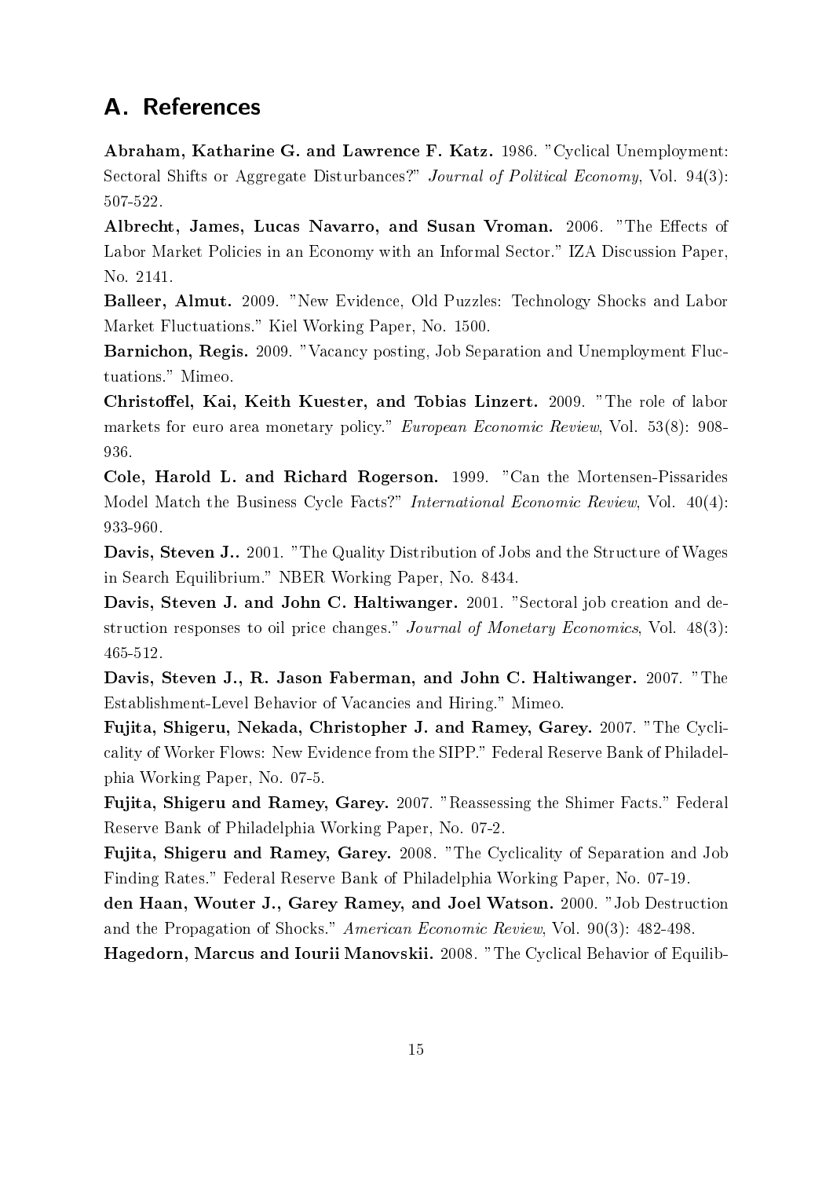# A. References

**Abraham, Katharine G. and Lawrence F. Katz.** 1986. "Cyclical Unemployment: Sectoral Shifts or Aggregate Disturbances?" *Journal of Political Economy*, Vol. 94(3): 507-522.

**Albrecht, James, Lucas Navarro, and Susan Vroman.** 2006. "The Effects of Labor Market Policies in an Economy with an Informal Sector." IZA Discussion Paper, No. 2141.

**Balleer, Almut.** 2009. "New Evidence, Old Puzzles: Technology Shocks and Labor Market Fluctuations." Kiel Working Paper, No. 1500.

**Barnichon, Regis.** 2009. "Vacancy posting, Job Separation and Unemployment Fluctuations." Mimeo.

**Christoffel, Kai, Keith Kuester, and Tobias Linzert.** 2009. "The role of labor markets for euro area monetary policy." *European Economic Review*, Vol. 53(8): 908-936.

**Cole, Harold L. and Richard Rogerson.** 1999. "Can the Mortensen-Pissarides Model Match the Business Cycle Facts?" *International Economic Review*, Vol. 40(4): 933-960.

**Davis, Steven J..** 2001. "The Quality Distribution of Jobs and the Structure of Wages in Search Equilibrium." NBER Working Paper, No. 8434.

**Davis, Steven J. and John C. Haltiwanger.** 2001. "Sectoral job creation and destruction responses to oil price changes." *Journal of Monetary Economics*, Vol. 48(3): 465-512.

**Davis, Steven J., R. Jason Faberman, and John C. Haltiwanger.** 2007. "The Establishment-Level Behavior of Vacancies and Hiring." Mimeo.

**Fujita, Shigeru, Nekada, Christopher J. and Ramey, Garey.** 2007. "The Cyclicality of Worker Flows: New Evidence from the SIPP." Federal Reserve Bank of Philadelphia Working Paper, No. 07-5.

**Fujita, Shigeru and Ramey, Garey.** 2007. "Reassessing the Shimer Facts." Federal Reserve Bank of Philadelphia Working Paper, No. 07-2.

**Fujita, Shigeru and Ramey, Garey.** 2008. "The Cyclicality of Separation and Job Finding Rates." Federal Reserve Bank of Philadelphia Working Paper, No. 07-19.

**den Haan, Wouter J., Garey Ramey, and Joel Watson.** 2000. "Job Destruction and the Propagation of Shocks." *American Economic Review*, Vol. 90(3): 482-498.

**Hagedorn, Marcus and Iourii Manovskii.** 2008. "The Cyclical Behavior of Equilib-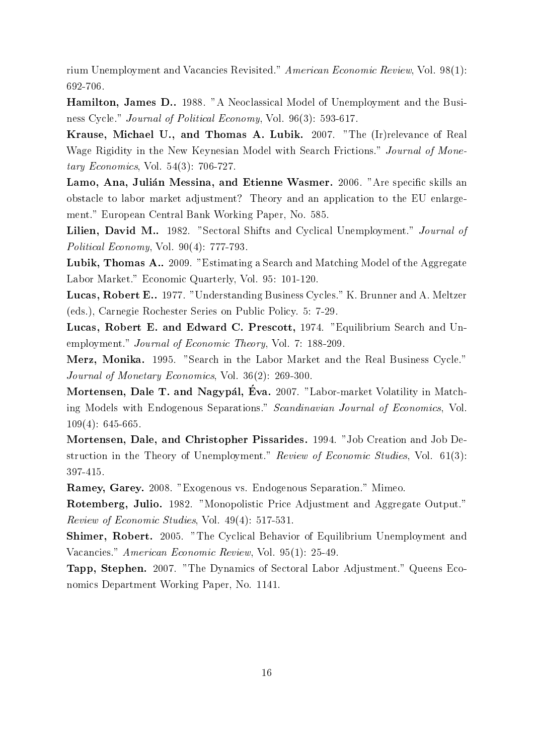rium Unemployment and Vacancies Revisited." *American Economic Review*, Vol. 98(1): 692-706.

**Hamilton, James D..** 1988. "A Neoclassical Model of Unemployment and the Business Cycle." *Journal of Political Economy*, Vol. 96(3): 593-617.

**Krause, Michael U., and Thomas A. Lubik.** 2007. "The (Ir)relevance of Real Wage Rigidity in the New Keynesian Model with Search Frictions." *Journal of Monetary Economics*, Vol. 54(3): 706-727.

**Lamo, Ana, Julián Messina, and Etienne Wasmer.** 2006. "Are specific skills an obstacle to labor market adjustment? Theory and an application to the EU enlargement." European Central Bank Working Paper, No. 585.

**Lilien, David M..** 1982. "Sectoral Shifts and Cyclical Unemployment." *Journal of Political Economy*, Vol. 90(4): 777-793.

**Lubik, Thomas A..** 2009. "Estimating a Search and Matching Model of the Aggregate Labor Market." Economic Quarterly, Vol. 95: 101-120.

**Lucas, Robert E..** 1977. "Understanding Business Cycles." K. Brunner and A. Meltzer (eds.), Carnegie Rochester Series on Public Policy. 5: 7-29.

**Lucas, Robert E. and Edward C. Prescott,** 1974. "Equilibrium Search and Unemployment." *Journal of Economic Theory*, Vol. 7: 188-209.

**Merz, Monika.** 1995. "Search in the Labor Market and the Real Business Cycle." *Journal of Monetary Economics*, Vol. 36(2): 269-300.

**Mortensen, Dale T. and Nagypál, Éva.** 2007. "Labor-market Volatility in Matching Models with Endogenous Separations." *Scandinavian Journal of Economics*, Vol. 109(4): 645-665.

**Mortensen, Dale, and Christopher Pissarides.** 1994. "Job Creation and Job Destruction in the Theory of Unemployment." *Review of Economic Studies*, Vol. 61(3): 397-415.

**Ramey, Garey.** 2008. "Exogenous vs. Endogenous Separation." Mimeo.

**Rotemberg, Julio.** 1982. "Monopolistic Price Adjustment and Aggregate Output." *Review of Economic Studies*, Vol. 49(4): 517-531.

**Shimer, Robert.** 2005. "The Cyclical Behavior of Equilibrium Unemployment and Vacancies." *American Economic Review*, Vol. 95(1): 25-49.

**Tapp, Stephen.** 2007. "The Dynamics of Sectoral Labor Adjustment." Queens Economics Department Working Paper, No. 1141.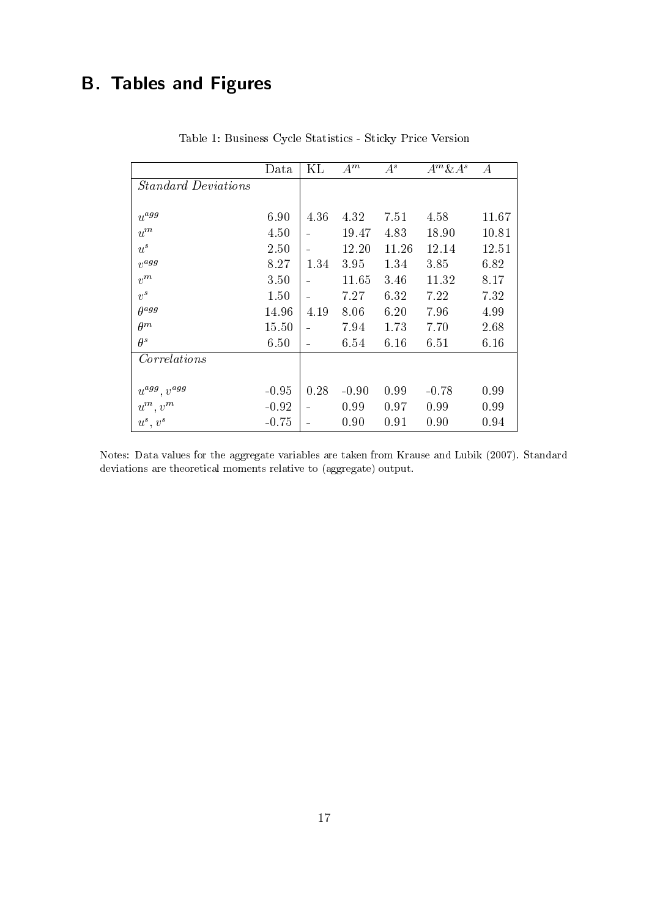# B. Tables and Figures

Table 1: Business Cycle Statistics - Sticky Price Version

| | Data | KL | $A^m$ | $A^s$ | $A^m$&$A^s$ | $A$ |
|---|---|---|---|---|---|---|
| *Standard Deviations* | | | | | | |
| $u^{agg}$ | 6.90 | 4.36 | 4.32 | 7.51 | 4.58 | 11.67 |
| $u^m$ | 4.50 | - | 19.47 | 4.83 | 18.90 | 10.81 |
| $u^s$ | 2.50 | - | 12.20 | 11.26 | 12.14 | 12.51 |
| $v^{agg}$ | 8.27 | 1.34 | 3.95 | 1.34 | 3.85 | 6.82 |
| $v^m$ | 3.50 | - | 11.65 | 3.46 | 11.32 | 8.17 |
| $v^s$ | 1.50 | - | 7.27 | 6.32 | 7.22 | 7.32 |
| $\theta^{agg}$ | 14.96 | 4.19 | 8.06 | 6.20 | 7.96 | 4.99 |
| $\theta^m$ | 15.50 | - | 7.94 | 1.73 | 7.70 | 2.68 |
| $\theta^s$ | 6.50 | - | 6.54 | 6.16 | 6.51 | 6.16 |
| *Correlations* | | | | | | |
| $u^{agg}, v^{agg}$ | -0.95 | 0.28 | -0.90 | 0.99 | -0.78 | 0.99 |
| $u^m, v^m$ | -0.92 | - | 0.99 | 0.97 | 0.99 | 0.99 |
| $u^s, v^s$ | -0.75 | - | 0.90 | 0.91 | 0.90 | 0.94 |

Notes: Data values for the aggregate variables are taken from Krause and Lubik (2007). Standard deviations are theoretical moments relative to (aggregate) output.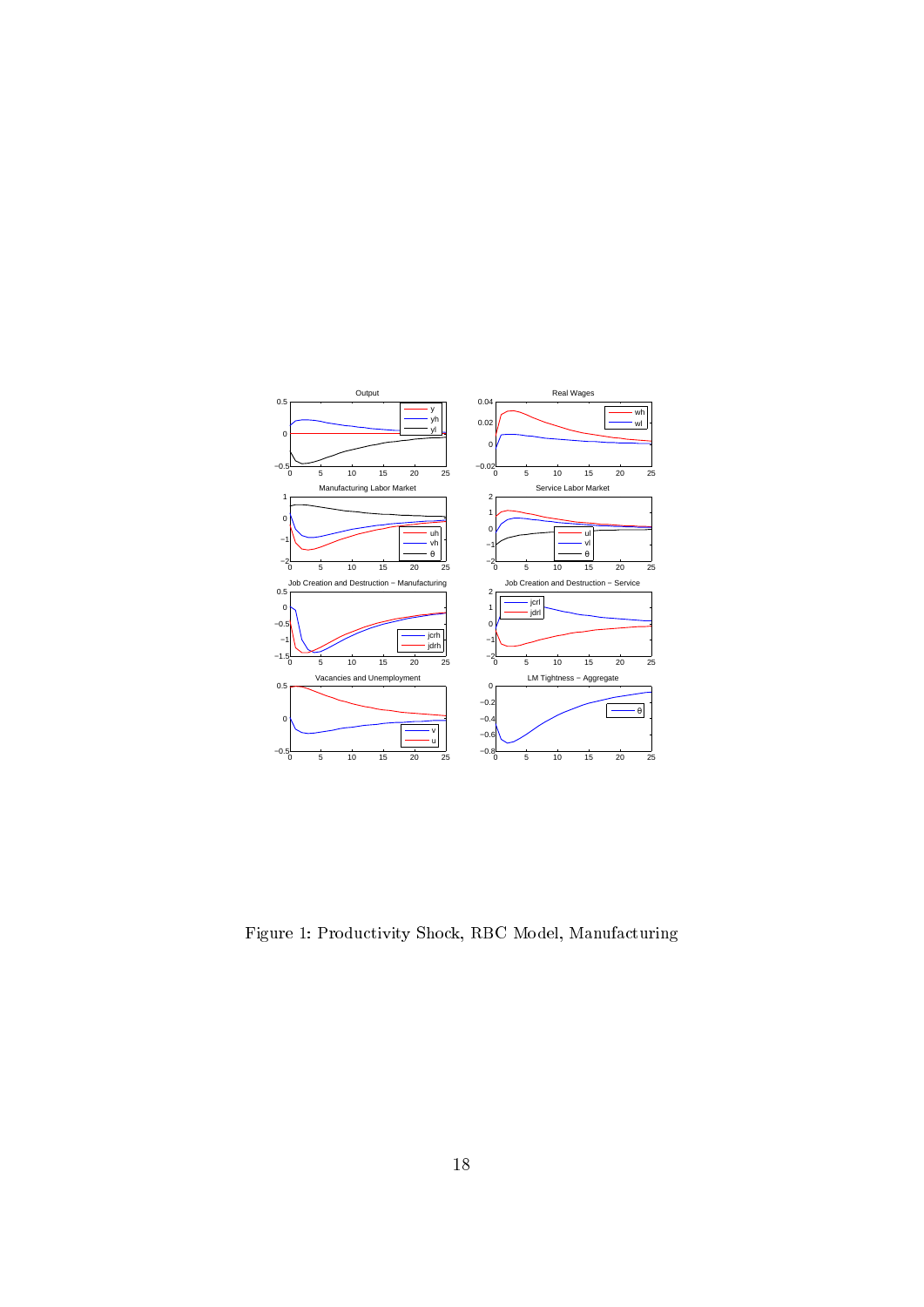Figure 1: Productivity Shock, RBC Model, Manufacturing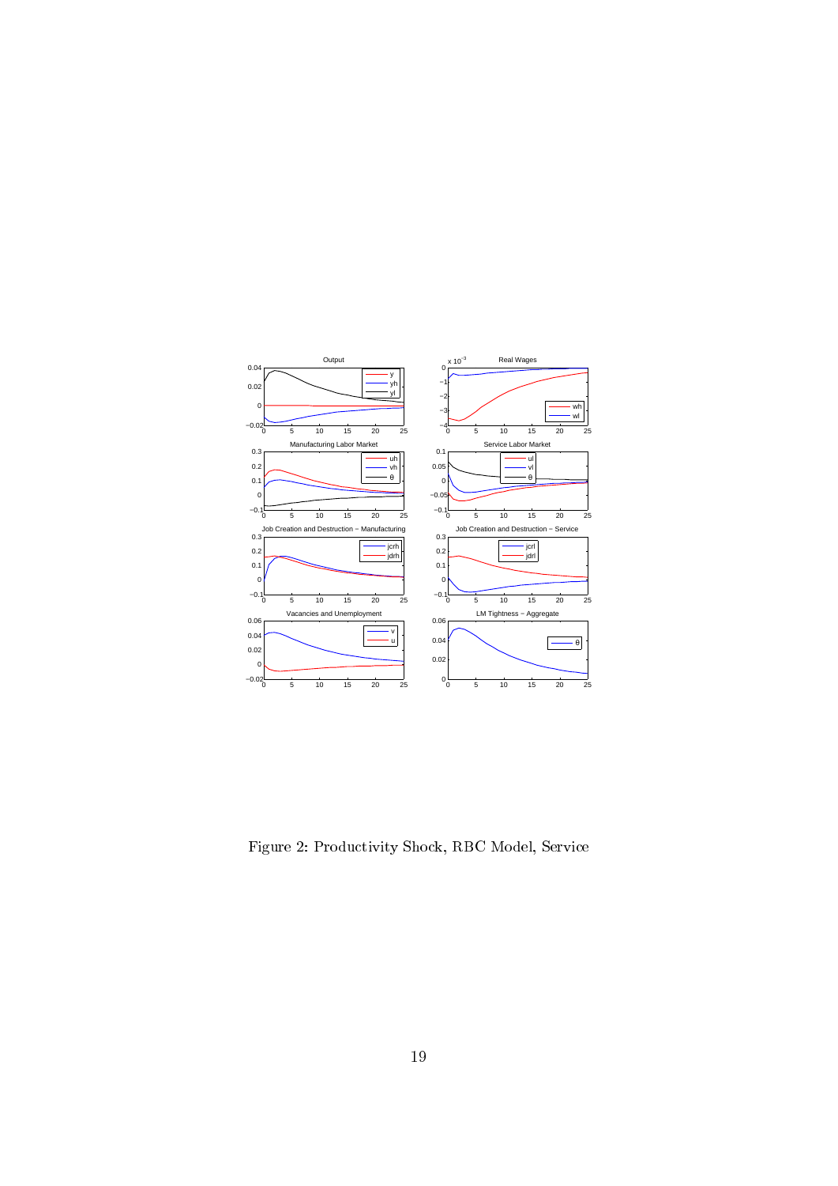Figure 2: Productivity Shock, RBC Model, Service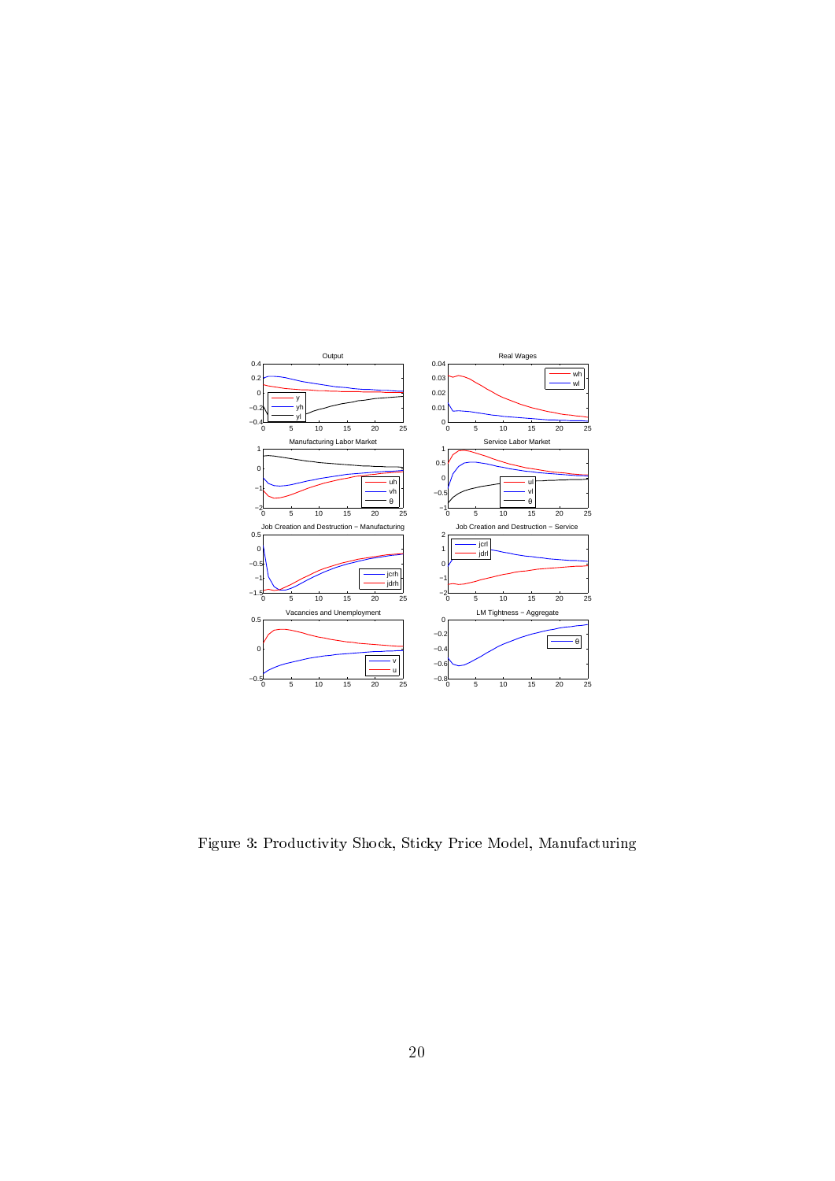Figure 3: Productivity Shock, Sticky Price Model, Manufacturing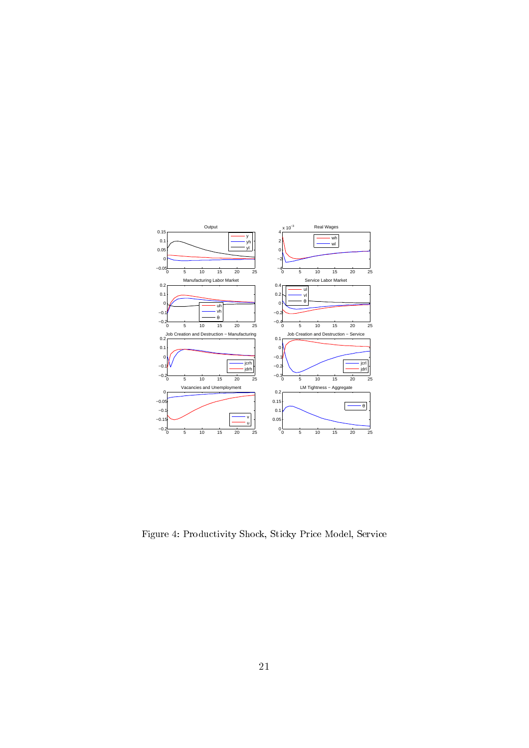Output

0.15
0.1
0.05
0
−0.05
0 5 10 15 20 25

y
yh
yl

Real Wages

x 10^-3
4
2
0
−2
−4
0 5 10 15 20 25

wh
wl

Manufacturing Labor Market

0.2
0.1
0
−0.1
−0.2
0 5 10 15 20 25

uh
vh
θ

Service Labor Market

0.4
0.2
0
−0.2
−0.4
0 5 10 15 20 25

ul
vl
θ

Job Creation and Destruction − Manufacturing

0.2
0.1
0
−0.1
−0.2
0 5 10 15 20 25

jcrh
jdrh

Job Creation and Destruction − Service

0.1
0
−0.1
−0.2
−0.3
0 5 10 15 20 25

jcrl
jdrl

Vacancies and Unemployment

0
−0.05
−0.1
−0.15
−0.2
0 5 10 15 20 25

v
u

LM Tightness − Aggregate

0.2
0.15
0.1
0.05
0
0 5 10 15 20 25

θ

Figure 4: Productivity Shock, Sticky Price Model, Service